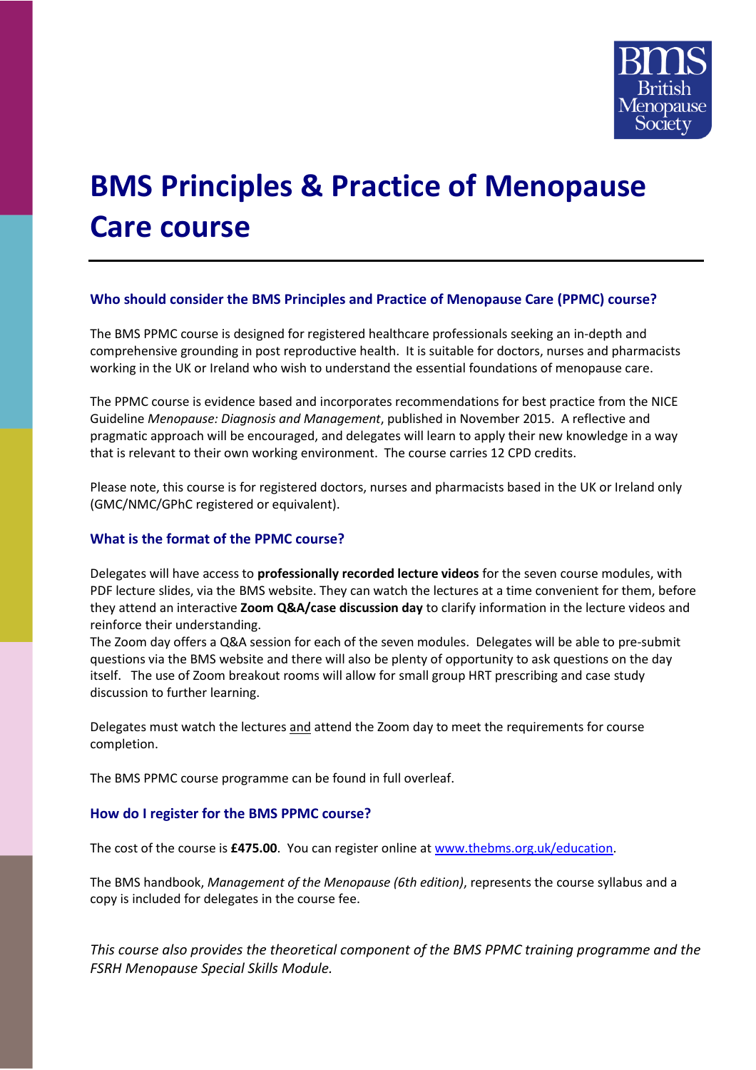# BMS Principles & Practice of Menopause Care course

### Who should consider the BMS Principles and Practice of Menopause Care (PPMC) course?

The BMS PPMC course is designed for registered healthcare professionals seeking an in-depth and comprehensive grounding in post reproductive health. It is suitable for doctors, nurses and pharmacists working in the UK or Ireland who wish to understand the essential foundations of menopause care.

The PPMC course is evidence based and incorporates recommendations for best practice from the NICE Guideline *Menopause: Diagnosis and Management*, published in November 2015. A reflective and pragmatic approach will be encouraged, and delegates will learn to apply their new knowledge in a way that is relevant to their own working environment. The course carries 12 CPD credits.

Please note, this course is for registered doctors, nurses and pharmacists based in the UK or Ireland only (GMC/NMC/GPhC registered or equivalent).

### What is the format of the PPMC course?

Delegates will have access to **professionally recorded lecture videos** for the seven course modules, with PDF lecture slides, via the BMS website. They can watch the lectures at a time convenient for them, before they attend an interactive **Zoom Q&A/case discussion day** to clarify information in the lecture videos and reinforce their understanding.
The Zoom day offers a Q&A session for each of the seven modules. Delegates will be able to pre-submit questions via the BMS website and there will also be plenty of opportunity to ask questions on the day itself. The use of Zoom breakout rooms will allow for small group HRT prescribing and case study discussion to further learning.

Delegates must watch the lectures and attend the Zoom day to meet the requirements for course completion.

The BMS PPMC course programme can be found in full overleaf.

### How do I register for the BMS PPMC course?

The cost of the course is **£475.00**. You can register online at www.thebms.org.uk/education.

The BMS handbook, *Management of the Menopause (6th edition)*, represents the course syllabus and a copy is included for delegates in the course fee.

*This course also provides the theoretical component of the BMS PPMC training programme and the FSRH Menopause Special Skills Module.*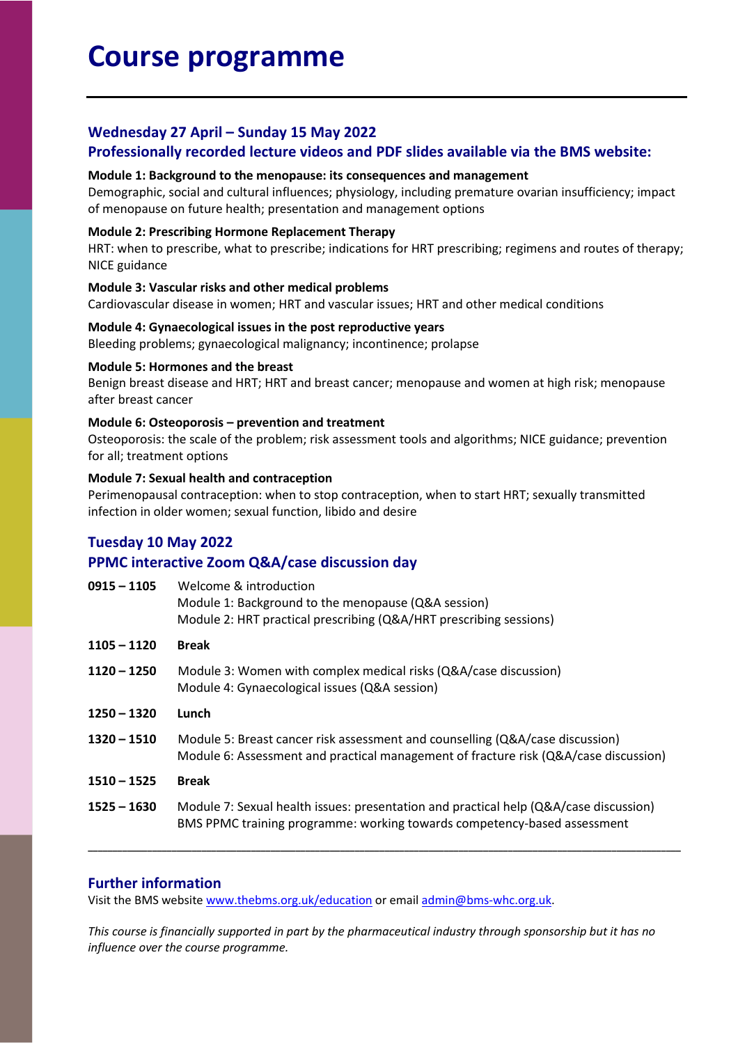# Course programme

## Wednesday 27 April – Sunday 15 May 2022
## Professionally recorded lecture videos and PDF slides available via the BMS website:

**Module 1: Background to the menopause: its consequences and management**
Demographic, social and cultural influences; physiology, including premature ovarian insufficiency; impact of menopause on future health; presentation and management options

**Module 2: Prescribing Hormone Replacement Therapy**
HRT: when to prescribe, what to prescribe; indications for HRT prescribing; regimens and routes of therapy; NICE guidance

**Module 3: Vascular risks and other medical problems**
Cardiovascular disease in women; HRT and vascular issues; HRT and other medical conditions

**Module 4: Gynaecological issues in the post reproductive years**
Bleeding problems; gynaecological malignancy; incontinence; prolapse

**Module 5: Hormones and the breast**
Benign breast disease and HRT; HRT and breast cancer; menopause and women at high risk; menopause after breast cancer

**Module 6: Osteoporosis – prevention and treatment**
Osteoporosis: the scale of the problem; risk assessment tools and algorithms; NICE guidance; prevention for all; treatment options

**Module 7: Sexual health and contraception**
Perimenopausal contraception: when to stop contraception, when to start HRT; sexually transmitted infection in older women; sexual function, libido and desire

## Tuesday 10 May 2022
## PPMC interactive Zoom Q&A/case discussion day

| | |
|---|---|
| **0915 – 1105** | Welcome & introduction<br>Module 1: Background to the menopause (Q&A session)<br>Module 2: HRT practical prescribing (Q&A/HRT prescribing sessions) |
| **1105 – 1120** | **Break** |
| **1120 – 1250** | Module 3: Women with complex medical risks (Q&A/case discussion)<br>Module 4: Gynaecological issues (Q&A session) |
| **1250 – 1320** | **Lunch** |
| **1320 – 1510** | Module 5: Breast cancer risk assessment and counselling (Q&A/case discussion)<br>Module 6: Assessment and practical management of fracture risk (Q&A/case discussion) |
| **1510 – 1525** | **Break** |
| **1525 – 1630** | Module 7: Sexual health issues: presentation and practical help (Q&A/case discussion)<br>BMS PPMC training programme: working towards competency-based assessment |

---

## Further information

Visit the BMS website www.thebms.org.uk/education or email admin@bms-whc.org.uk.

*This course is financially supported in part by the pharmaceutical industry through sponsorship but it has no influence over the course programme.*